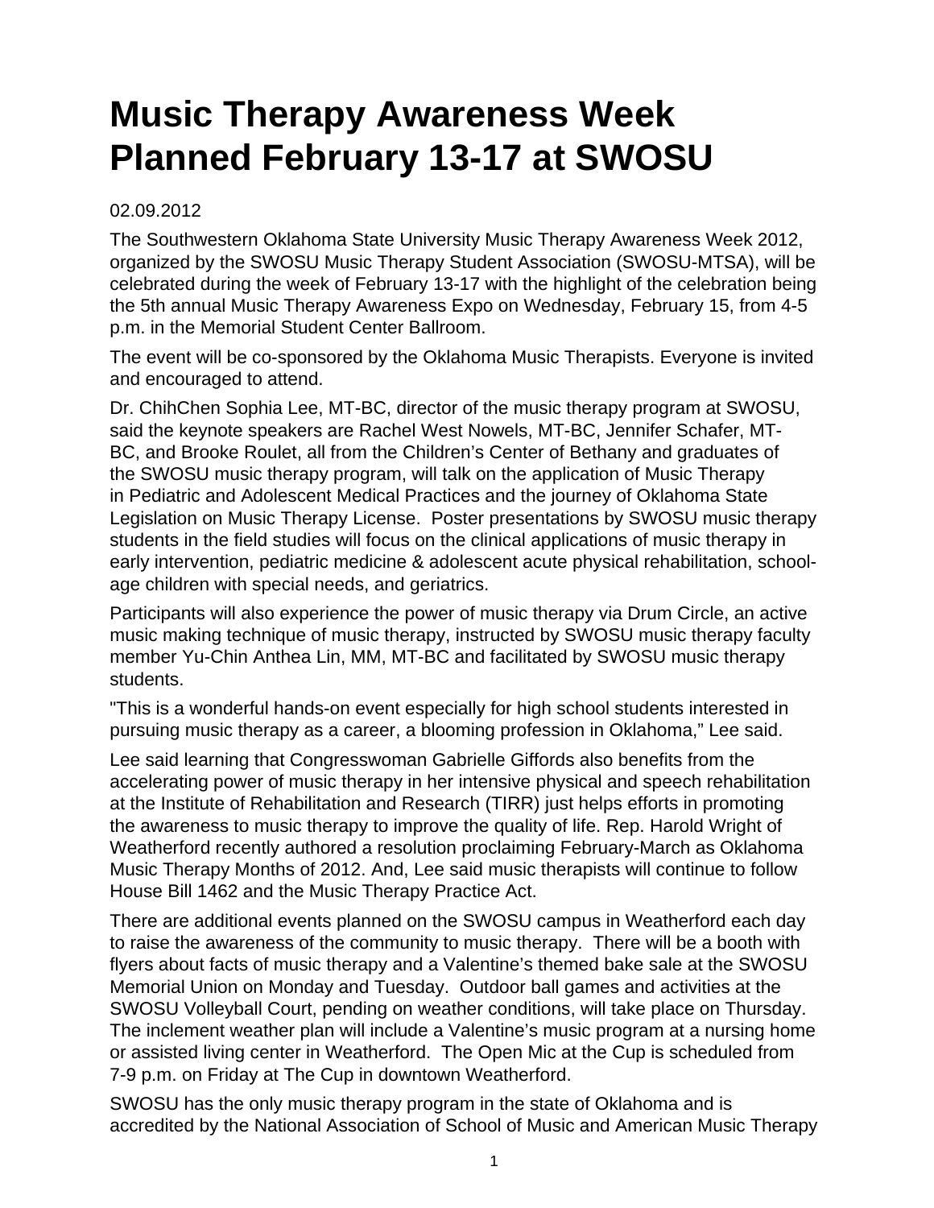# Music Therapy Awareness Week Planned February 13-17 at SWOSU

02.09.2012

The Southwestern Oklahoma State University Music Therapy Awareness Week 2012, organized by the SWOSU Music Therapy Student Association (SWOSU-MTSA), will be celebrated during the week of February 13-17 with the highlight of the celebration being the 5th annual Music Therapy Awareness Expo on Wednesday, February 15, from 4-5 p.m. in the Memorial Student Center Ballroom.

The event will be co-sponsored by the Oklahoma Music Therapists. Everyone is invited and encouraged to attend.

Dr. ChihChen Sophia Lee, MT-BC, director of the music therapy program at SWOSU, said the keynote speakers are Rachel West Nowels, MT-BC, Jennifer Schafer, MT-BC, and Brooke Roulet, all from the Children's Center of Bethany and graduates of the SWOSU music therapy program, will talk on the application of Music Therapy in Pediatric and Adolescent Medical Practices and the journey of Oklahoma State Legislation on Music Therapy License. Poster presentations by SWOSU music therapy students in the field studies will focus on the clinical applications of music therapy in early intervention, pediatric medicine & adolescent acute physical rehabilitation, school-age children with special needs, and geriatrics.

Participants will also experience the power of music therapy via Drum Circle, an active music making technique of music therapy, instructed by SWOSU music therapy faculty member Yu-Chin Anthea Lin, MM, MT-BC and facilitated by SWOSU music therapy students.

"This is a wonderful hands-on event especially for high school students interested in pursuing music therapy as a career, a blooming profession in Oklahoma," Lee said.

Lee said learning that Congresswoman Gabrielle Giffords also benefits from the accelerating power of music therapy in her intensive physical and speech rehabilitation at the Institute of Rehabilitation and Research (TIRR) just helps efforts in promoting the awareness to music therapy to improve the quality of life. Rep. Harold Wright of Weatherford recently authored a resolution proclaiming February-March as Oklahoma Music Therapy Months of 2012. And, Lee said music therapists will continue to follow House Bill 1462 and the Music Therapy Practice Act.

There are additional events planned on the SWOSU campus in Weatherford each day to raise the awareness of the community to music therapy. There will be a booth with flyers about facts of music therapy and a Valentine's themed bake sale at the SWOSU Memorial Union on Monday and Tuesday. Outdoor ball games and activities at the SWOSU Volleyball Court, pending on weather conditions, will take place on Thursday. The inclement weather plan will include a Valentine's music program at a nursing home or assisted living center in Weatherford. The Open Mic at the Cup is scheduled from 7-9 p.m. on Friday at The Cup in downtown Weatherford.

SWOSU has the only music therapy program in the state of Oklahoma and is accredited by the National Association of School of Music and American Music Therapy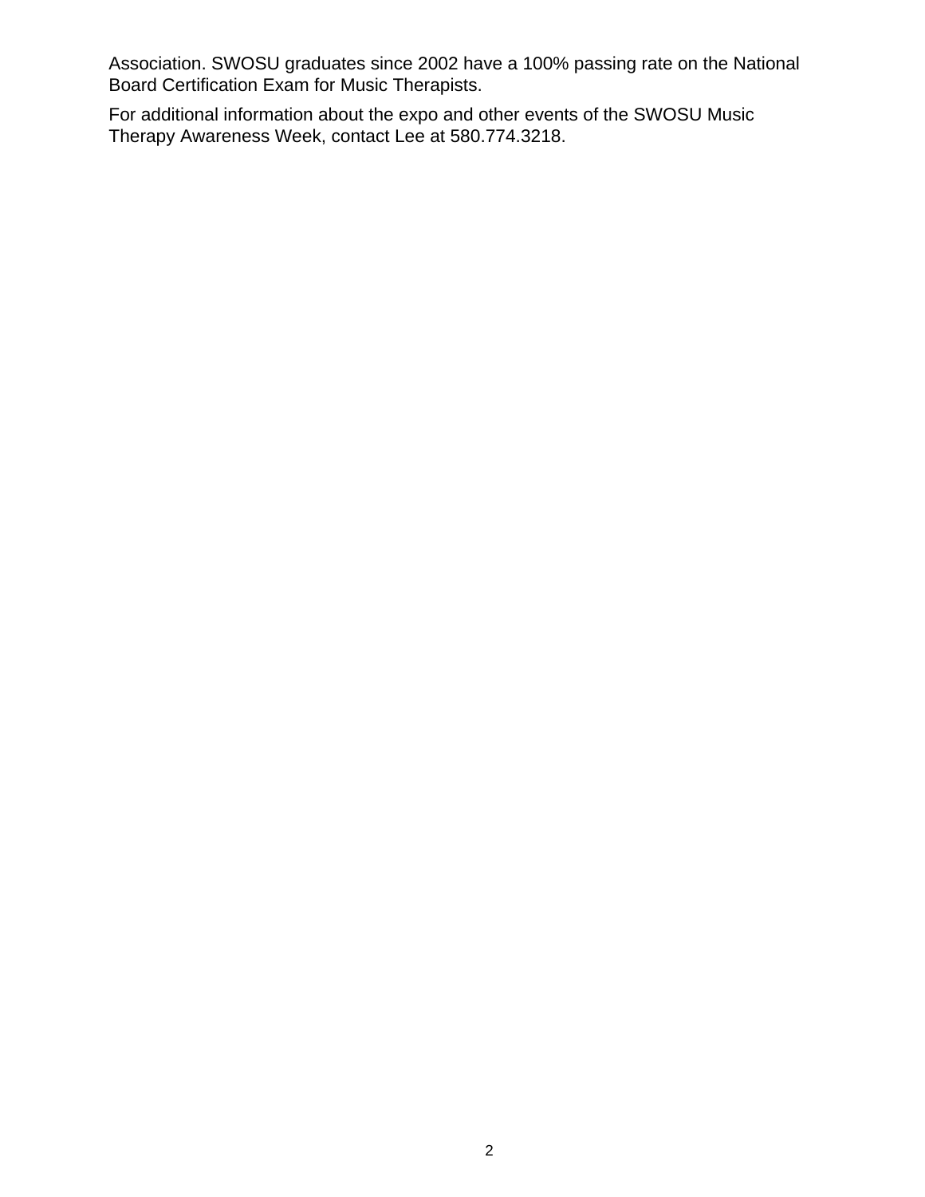Association. SWOSU graduates since 2002 have a 100% passing rate on the National Board Certification Exam for Music Therapists.

For additional information about the expo and other events of the SWOSU Music Therapy Awareness Week, contact Lee at 580.774.3218.